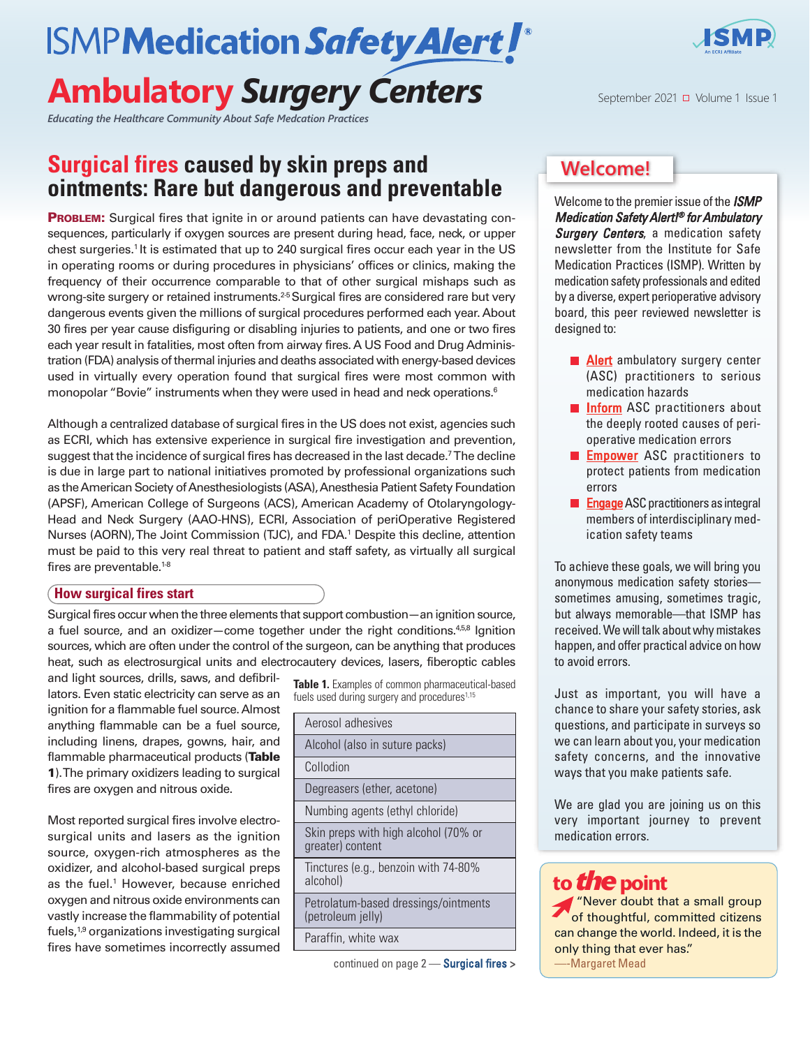# ISMP Medication Safety Alert!® Ambulatory Surgery Centers

*Educating the Healthcare Community About Safe Medcation Practices*

September 2021 Volume 1 Issue 1

## Surgical fires caused by skin preps and ointments: Rare but dangerous and preventable

**PROBLEM:** Surgical fires that ignite in or around patients can have devastating consequences, particularly if oxygen sources are present during head, face, neck, or upper chest surgeries.[1] It is estimated that up to 240 surgical fires occur each year in the US in operating rooms or during procedures in physicians' offices or clinics, making the frequency of their occurrence comparable to that of other surgical mishaps such as wrong-site surgery or retained instruments.[2-5] Surgical fires are considered rare but very dangerous events given the millions of surgical procedures performed each year. About 30 fires per year cause disfiguring or disabling injuries to patients, and one or two fires each year result in fatalities, most often from airway fires. A US Food and Drug Administration (FDA) analysis of thermal injuries and deaths associated with energy-based devices used in virtually every operation found that surgical fires were most common with monopolar "Bovie" instruments when they were used in head and neck operations.[6]

Although a centralized database of surgical fires in the US does not exist, agencies such as ECRI, which has extensive experience in surgical fire investigation and prevention, suggest that the incidence of surgical fires has decreased in the last decade.[7] The decline is due in large part to national initiatives promoted by professional organizations such as the American Society of Anesthesiologists (ASA), Anesthesia Patient Safety Foundation (APSF), American College of Surgeons (ACS), American Academy of Otolaryngology-Head and Neck Surgery (AAO-HNS), ECRI, Association of periOperative Registered Nurses (AORN), The Joint Commission (TJC), and FDA.[1] Despite this decline, attention must be paid to this very real threat to patient and staff safety, as virtually all surgical fires are preventable.[1-8]

### How surgical fires start

Surgical fires occur when the three elements that support combustion—an ignition source, a fuel source, and an oxidizer—come together under the right conditions.[4,5,8] Ignition sources, which are often under the control of the surgeon, can be anything that produces heat, such as electrosurgical units and electrocautery devices, lasers, fiberoptic cables and light sources, drills, saws, and defibrillators. Even static electricity can serve as an ignition for a flammable fuel source. Almost anything flammable can be a fuel source, including linens, drapes, gowns, hair, and flammable pharmaceutical products (**Table 1**). The primary oxidizers leading to surgical fires are oxygen and nitrous oxide.

**Table 1.** Examples of common pharmaceutical-based fuels used during surgery and procedures[1,15]

| |
|---|
| Aerosol adhesives |
| Alcohol (also in suture packs) |
| Collodion |
| Degreasers (ether, acetone) |
| Numbing agents (ethyl chloride) |
| Skin preps with high alcohol (70% or greater) content |
| Tinctures (e.g., benzoin with 74-80% alcohol) |
| Petrolatum-based dressings/ointments (petroleum jelly) |
| Paraffin, white wax |

Most reported surgical fires involve electrosurgical units and lasers as the ignition source, oxygen-rich atmospheres as the oxidizer, and alcohol-based surgical preps as the fuel.[1] However, because enriched oxygen and nitrous oxide environments can vastly increase the flammability of potential fuels,[1,9] organizations investigating surgical fires have sometimes incorrectly assumed

continued on page 2 — **Surgical fires** >

## Welcome!

Welcome to the premier issue of the ***ISMP Medication Safety Alert!® for Ambulatory Surgery Centers***, a medication safety newsletter from the Institute for Safe Medication Practices (ISMP). Written by medication safety professionals and edited by a diverse, expert perioperative advisory board, this peer reviewed newsletter is designed to:

- **Alert** ambulatory surgery center (ASC) practitioners to serious medication hazards
- **Inform** ASC practitioners about the deeply rooted causes of perioperative medication errors
- **Empower** ASC practitioners to protect patients from medication errors
- **Engage** ASC practitioners as integral members of interdisciplinary medication safety teams

To achieve these goals, we will bring you anonymous medication safety stories—sometimes amusing, sometimes tragic, but always memorable—that ISMP has received. We will talk about why mistakes happen, and offer practical advice on how to avoid errors.

Just as important, you will have a chance to share your safety stories, ask questions, and participate in surveys so we can learn about you, your medication safety concerns, and the innovative ways that you make patients safe.

We are glad you are joining us on this very important journey to prevent medication errors.

## to the point

"Never doubt that a small group of thoughtful, committed citizens can change the world. Indeed, it is the only thing that ever has."
—Margaret Mead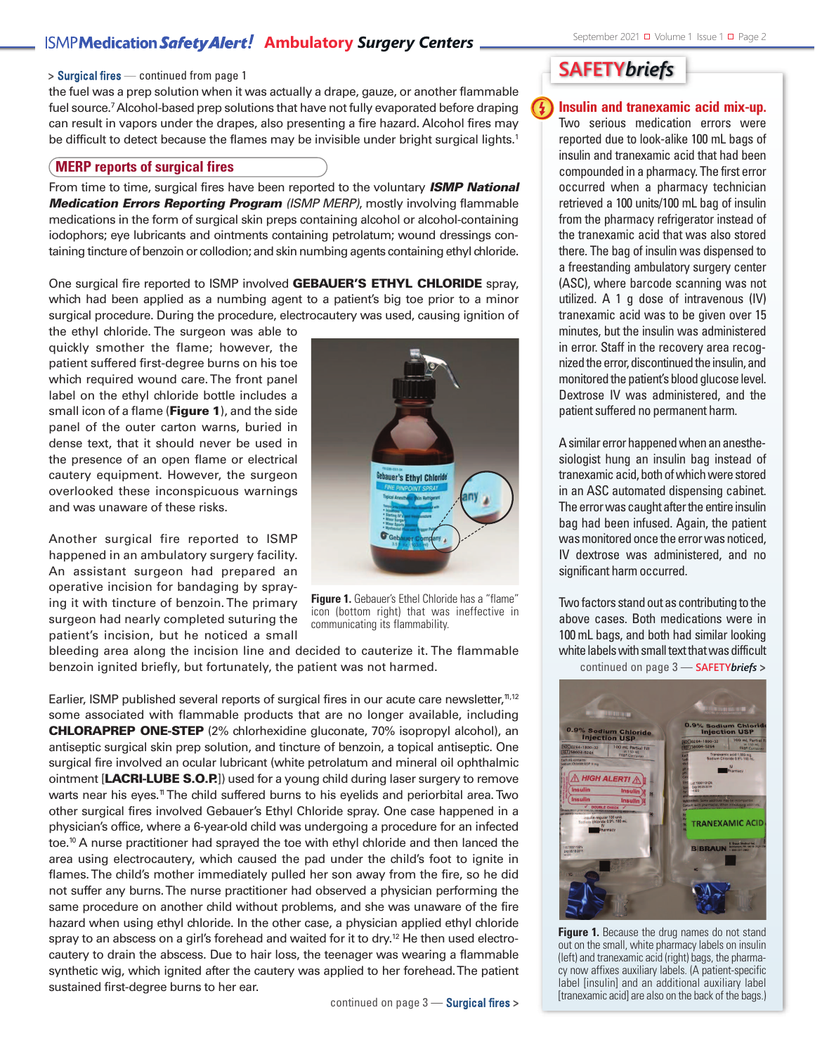> **Surgical fires** — continued from page 1

the fuel was a prep solution when it was actually a drape, gauze, or another flammable fuel source.[7] Alcohol-based prep solutions that have not fully evaporated before draping can result in vapors under the drapes, also presenting a fire hazard. Alcohol fires may be difficult to detect because the flames may be invisible under bright surgical lights.[1]

## MERP reports of surgical fires

From time to time, surgical fires have been reported to the voluntary ***ISMP National Medication Errors Reporting Program*** *(ISMP MERP)*, mostly involving flammable medications in the form of surgical skin preps containing alcohol or alcohol-containing iodophors; eye lubricants and ointments containing petrolatum; wound dressings containing tincture of benzoin or collodion; and skin numbing agents containing ethyl chloride.

One surgical fire reported to ISMP involved **GEBAUER'S ETHYL CHLORIDE** spray, which had been applied as a numbing agent to a patient's big toe prior to a minor surgical procedure. During the procedure, electrocautery was used, causing ignition of the ethyl chloride. The surgeon was able to quickly smother the flame; however, the patient suffered first-degree burns on his toe which required wound care. The front panel label on the ethyl chloride bottle includes a small icon of a flame (**Figure 1**), and the side panel of the outer carton warns, buried in dense text, that it should never be used in the presence of an open flame or electrical cautery equipment. However, the surgeon overlooked these inconspicuous warnings and was unaware of these risks.

**Figure 1.** Gebauer's Ethel Chloride has a "flame" icon (bottom right) that was ineffective in communicating its flammability.

Another surgical fire reported to ISMP happened in an ambulatory surgery facility. An assistant surgeon had prepared an operative incision for bandaging by spraying it with tincture of benzoin. The primary surgeon had nearly completed suturing the patient's incision, but he noticed a small bleeding area along the incision line and decided to cauterize it. The flammable benzoin ignited briefly, but fortunately, the patient was not harmed.

Earlier, ISMP published several reports of surgical fires in our acute care newsletter,[11,12] some associated with flammable products that are no longer available, including **CHLORAPREP ONE-STEP** (2% chlorhexidine gluconate, 70% isopropyl alcohol), an antiseptic surgical skin prep solution, and tincture of benzoin, a topical antiseptic. One surgical fire involved an ocular lubricant (white petrolatum and mineral oil ophthalmic ointment [**LACRI-LUBE S.O.P.**]) used for a young child during laser surgery to remove warts near his eyes.[11] The child suffered burns to his eyelids and periorbital area. Two other surgical fires involved Gebauer's Ethyl Chloride spray. One case happened in a physician's office, where a 6-year-old child was undergoing a procedure for an infected toe.[10] A nurse practitioner had sprayed the toe with ethyl chloride and then lanced the area using electrocautery, which caused the pad under the child's foot to ignite in flames. The child's mother immediately pulled her son away from the fire, so he did not suffer any burns. The nurse practitioner had observed a physician performing the same procedure on another child without problems, and she was unaware of the fire hazard when using ethyl chloride. In the other case, a physician applied ethyl chloride spray to an abscess on a girl's forehead and waited for it to dry.[12] He then used electrocautery to drain the abscess. Due to hair loss, the teenager was wearing a flammable synthetic wig, which ignited after the cautery was applied to her forehead. The patient sustained first-degree burns to her ear.

continued on page 3 — **Surgical fires** >

## SAFETY*briefs*

### Insulin and tranexamic acid mix-up.

Two serious medication errors were reported due to look-alike 100 mL bags of insulin and tranexamic acid that had been compounded in a pharmacy. The first error occurred when a pharmacy technician retrieved a 100 units/100 mL bag of insulin from the pharmacy refrigerator instead of the tranexamic acid that was also stored there. The bag of insulin was dispensed to a freestanding ambulatory surgery center (ASC), where barcode scanning was not utilized. A 1 g dose of intravenous (IV) tranexamic acid was to be given over 15 minutes, but the insulin was administered in error. Staff in the recovery area recognized the error, discontinued the insulin, and monitored the patient's blood glucose level. Dextrose IV was administered, and the patient suffered no permanent harm.

A similar error happened when an anesthesiologist hung an insulin bag instead of tranexamic acid, both of which were stored in an ASC automated dispensing cabinet. The error was caught after the entire insulin bag had been infused. Again, the patient was monitored once the error was noticed, IV dextrose was administered, and no significant harm occurred.

Two factors stand out as contributing to the above cases. Both medications were in 100 mL bags, and both had similar looking white labels with small text that was difficult

continued on page 3 — **SAFETY*briefs*** >

**Figure 1.** Because the drug names do not stand out on the small, white pharmacy labels on insulin (left) and tranexamic acid (right) bags, the pharmacy now affixes auxiliary labels. (A patient-specific label [insulin] and an additional auxiliary label [tranexamic acid] are also on the back of the bags.)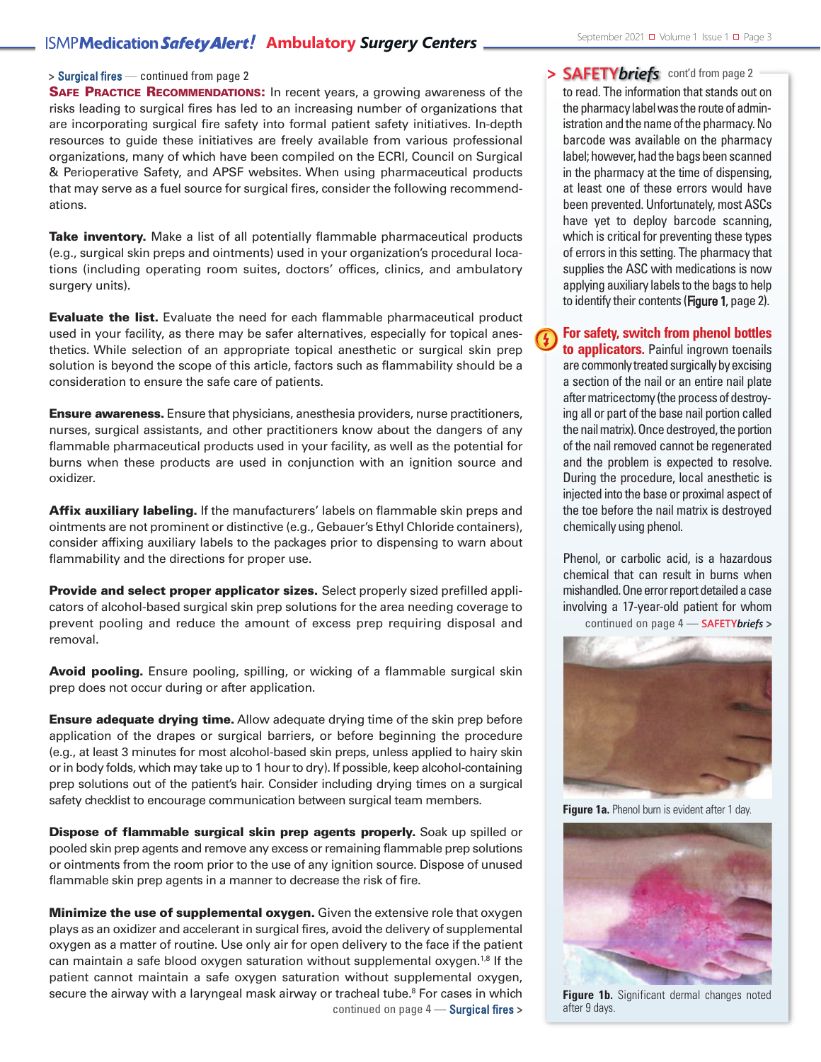> **Surgical fires** — continued from page 2

**SAFE PRACTICE RECOMMENDATIONS:** In recent years, a growing awareness of the risks leading to surgical fires has led to an increasing number of organizations that are incorporating surgical fire safety into formal patient safety initiatives. In-depth resources to guide these initiatives are freely available from various professional organizations, many of which have been compiled on the ECRI, Council on Surgical & Perioperative Safety, and APSF websites. When using pharmaceutical products that may serve as a fuel source for surgical fires, consider the following recommendations.

**Take inventory.** Make a list of all potentially flammable pharmaceutical products (e.g., surgical skin preps and ointments) used in your organization's procedural locations (including operating room suites, doctors' offices, clinics, and ambulatory surgery units).

**Evaluate the list.** Evaluate the need for each flammable pharmaceutical product used in your facility, as there may be safer alternatives, especially for topical anesthetics. While selection of an appropriate topical anesthetic or surgical skin prep solution is beyond the scope of this article, factors such as flammability should be a consideration to ensure the safe care of patients.

**Ensure awareness.** Ensure that physicians, anesthesia providers, nurse practitioners, nurses, surgical assistants, and other practitioners know about the dangers of any flammable pharmaceutical products used in your facility, as well as the potential for burns when these products are used in conjunction with an ignition source and oxidizer.

**Affix auxiliary labeling.** If the manufacturers' labels on flammable skin preps and ointments are not prominent or distinctive (e.g., Gebauer's Ethyl Chloride containers), consider affixing auxiliary labels to the packages prior to dispensing to warn about flammability and the directions for proper use.

**Provide and select proper applicator sizes.** Select properly sized prefilled applicators of alcohol-based surgical skin prep solutions for the area needing coverage to prevent pooling and reduce the amount of excess prep requiring disposal and removal.

**Avoid pooling.** Ensure pooling, spilling, or wicking of a flammable surgical skin prep does not occur during or after application.

**Ensure adequate drying time.** Allow adequate drying time of the skin prep before application of the drapes or surgical barriers, or before beginning the procedure (e.g., at least 3 minutes for most alcohol-based skin preps, unless applied to hairy skin or in body folds, which may take up to 1 hour to dry). If possible, keep alcohol-containing prep solutions out of the patient's hair. Consider including drying times on a surgical safety checklist to encourage communication between surgical team members.

**Dispose of flammable surgical skin prep agents properly.** Soak up spilled or pooled skin prep agents and remove any excess or remaining flammable prep solutions or ointments from the room prior to the use of any ignition source. Dispose of unused flammable skin prep agents in a manner to decrease the risk of fire.

**Minimize the use of supplemental oxygen.** Given the extensive role that oxygen plays as an oxidizer and accelerant in surgical fires, avoid the delivery of supplemental oxygen as a matter of routine. Use only air for open delivery to the face if the patient can maintain a safe blood oxygen saturation without supplemental oxygen.[1,8] If the patient cannot maintain a safe oxygen saturation without supplemental oxygen, secure the airway with a laryngeal mask airway or tracheal tube.[8] For cases in which

continued on page 4 — **Surgical fires** >

> **SAFETY*briefs*** cont'd from page 2

to read. The information that stands out on the pharmacy label was the route of administration and the name of the pharmacy. No barcode was available on the pharmacy label; however, had the bags been scanned in the pharmacy at the time of dispensing, at least one of these errors would have been prevented. Unfortunately, most ASCs have yet to deploy barcode scanning, which is critical for preventing these types of errors in this setting. The pharmacy that supplies the ASC with medications is now applying auxiliary labels to the bags to help to identify their contents (**Figure 1**, page 2).

**For safety, switch from phenol bottles to applicators.** Painful ingrown toenails are commonly treated surgically by excising a section of the nail or an entire nail plate after matricectomy (the process of destroying all or part of the base nail portion called the nail matrix). Once destroyed, the portion of the nail removed cannot be regenerated and the problem is expected to resolve. During the procedure, local anesthetic is injected into the base or proximal aspect of the toe before the nail matrix is destroyed chemically using phenol.

Phenol, or carbolic acid, is a hazardous chemical that can result in burns when mishandled. One error report detailed a case involving a 17-year-old patient for whom

continued on page 4 — **SAFETY*briefs*** >

**Figure 1a.** Phenol burn is evident after 1 day.

**Figure 1b.** Significant dermal changes noted after 9 days.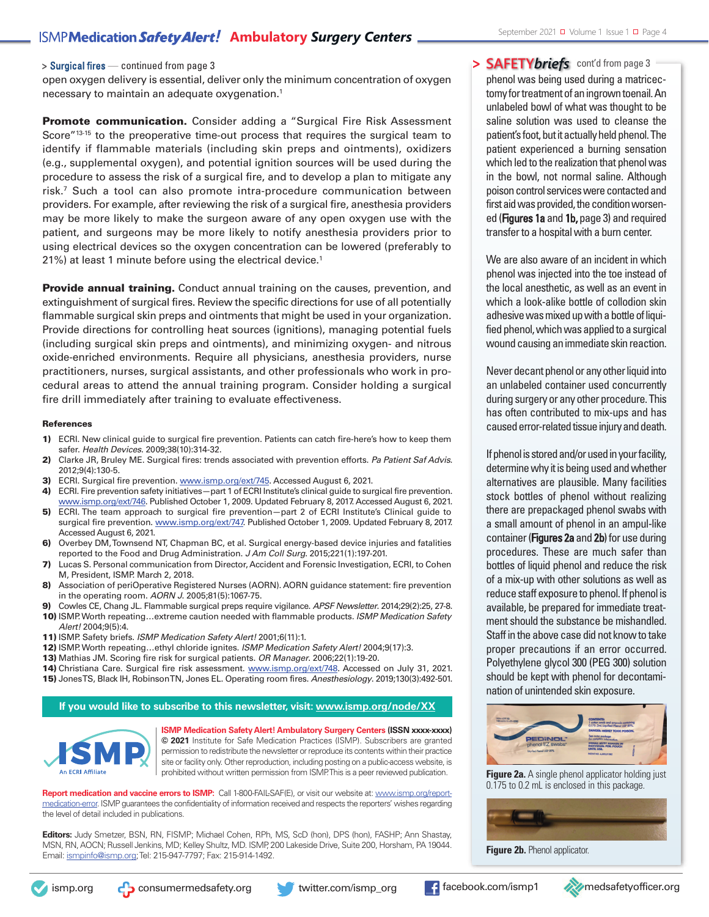> **Surgical fires** — continued from page 3

open oxygen delivery is essential, deliver only the minimum concentration of oxygen necessary to maintain an adequate oxygenation.[1]

**Promote communication.** Consider adding a "Surgical Fire Risk Assessment Score"[13-15] to the preoperative time-out process that requires the surgical team to identify if flammable materials (including skin preps and ointments), oxidizers (e.g., supplemental oxygen), and potential ignition sources will be used during the procedure to assess the risk of a surgical fire, and to develop a plan to mitigate any risk.[7] Such a tool can also promote intra-procedure communication between providers. For example, after reviewing the risk of a surgical fire, anesthesia providers may be more likely to make the surgeon aware of any open oxygen use with the patient, and surgeons may be more likely to notify anesthesia providers prior to using electrical devices so the oxygen concentration can be lowered (preferably to 21%) at least 1 minute before using the electrical device.[1]

**Provide annual training.** Conduct annual training on the causes, prevention, and extinguishment of surgical fires. Review the specific directions for use of all potentially flammable surgical skin preps and ointments that might be used in your organization. Provide directions for controlling heat sources (ignitions), managing potential fuels (including surgical skin preps and ointments), and minimizing oxygen- and nitrous oxide-enriched environments. Require all physicians, anesthesia providers, nurse practitioners, nurses, surgical assistants, and other professionals who work in procedural areas to attend the annual training program. Consider holding a surgical fire drill immediately after training to evaluate effectiveness.

### References

1) ECRI. New clinical guide to surgical fire prevention. Patients can catch fire-here's how to keep them safer. *Health Devices.* 2009;38(10):314-32.
2) Clarke JR, Bruley ME. Surgical fires: trends associated with prevention efforts. *Pa Patient Saf Advis.* 2012;9(4):130-5.
3) ECRI. Surgical fire prevention. www.ismp.org/ext/745. Accessed August 6, 2021.
4) ECRI. Fire prevention safety initiatives—part 1 of ECRI Institute's clinical guide to surgical fire prevention. www.ismp.org/ext/746. Published October 1, 2009. Updated February 8, 2017. Accessed August 6, 2021.
5) ECRI. The team approach to surgical fire prevention—part 2 of ECRI Institute's Clinical guide to surgical fire prevention. www.ismp.org/ext/747. Published October 1, 2009. Updated February 8, 2017. Accessed August 6, 2021.
6) Overbey DM, Townsend NT, Chapman BC, et al. Surgical energy-based device injuries and fatalities reported to the Food and Drug Administration. *J Am Coll Surg.* 2015;221(1):197-201.
7) Lucas S. Personal communication from Director, Accident and Forensic Investigation, ECRI, to Cohen M, President, ISMP. March 2, 2018.
8) Association of periOperative Registered Nurses (AORN). AORN guidance statement: fire prevention in the operating room. *AORN J.* 2005;81(5):1067-75.
9) Cowles CE, Chang JL. Flammable surgical preps require vigilance. *APSF Newsletter.* 2014;29(2):25, 27-8.
10) ISMP. Worth repeating…extreme caution needed with flammable products. *ISMP Medication Safety Alert!* 2004;9(5):4.
11) ISMP. Safety briefs. *ISMP Medication Safety Alert!* 2001;6(11):1.
12) ISMP. Worth repeating…ethyl chloride ignites. *ISMP Medication Safety Alert!* 2004;9(17):3.
13) Mathias JM. Scoring fire risk for surgical patients. *OR Manager.* 2006;22(1):19-20.
14) Christiana Care. Surgical fire risk assessment. www.ismp.org/ext/748. Accessed on July 31, 2021.
15) Jones TS, Black IH, Robinson TN, Jones EL. Operating room fires. *Anesthesiology.* 2019;130(3):492-501.

**If you would like to subscribe to this newsletter, visit: www.ismp.org/node/XX**

**ISMP Medication Safety Alert! Ambulatory Surgery Centers (ISSN xxxx-xxxx)** **© 2021** Institute for Safe Medication Practices (ISMP). Subscribers are granted permission to redistribute the newsletter or reproduce its contents within their practice site or facility only. Other reproduction, including posting on a public-access website, is prohibited without written permission from ISMP. This is a peer reviewed publication.

**Report medication and vaccine errors to ISMP:** Call 1-800-FAIL-SAF(E), or visit our website at: www.ismp.org/report-medication-error. ISMP guarantees the confidentiality of information received and respects the reporters' wishes regarding the level of detail included in publications.

**Editors:** Judy Smetzer, BSN, RN, FISMP; Michael Cohen, RPh, MS, ScD (hon), DPS (hon), FASHP; Ann Shastay, MSN, RN, AOCN; Russell Jenkins, MD; Kelley Shultz, MD. ISMP, 200 Lakeside Drive, Suite 200, Horsham, PA 19044. Email: ismpinfo@ismp.org; Tel: 215-947-7797; Fax: 215-914-1492.

> **SAFETY*briefs*** cont'd from page 3

phenol was being used during a matricectomy for treatment of an ingrown toenail. An unlabeled bowl of what was thought to be saline solution was used to cleanse the patient's foot, but it actually held phenol. The patient experienced a burning sensation which led to the realization that phenol was in the bowl, not normal saline. Although poison control services were contacted and first aid was provided, the condition worsened (**Figures 1a** and **1b,** page 3) and required transfer to a hospital with a burn center.

We are also aware of an incident in which phenol was injected into the toe instead of the local anesthetic, as well as an event in which a look-alike bottle of collodion skin adhesive was mixed up with a bottle of liquified phenol, which was applied to a surgical wound causing an immediate skin reaction.

Never decant phenol or any other liquid into an unlabeled container used concurrently during surgery or any other procedure. This has often contributed to mix-ups and has caused error-related tissue injury and death.

If phenol is stored and/or used in your facility, determine why it is being used and whether alternatives are plausible. Many facilities stock bottles of phenol without realizing there are prepackaged phenol swabs with a small amount of phenol in an ampul-like container (**Figures 2a** and **2b**) for use during procedures. These are much safer than bottles of liquid phenol and reduce the risk of a mix-up with other solutions as well as reduce staff exposure to phenol. If phenol is available, be prepared for immediate treatment should the substance be mishandled. Staff in the above case did not know to take proper precautions if an error occurred. Polyethylene glycol 300 (PEG 300) solution should be kept with phenol for decontamination of unintended skin exposure.

**Figure 2a.** A single phenol applicator holding just 0.175 to 0.2 mL is enclosed in this package.

**Figure 2b.** Phenol applicator.